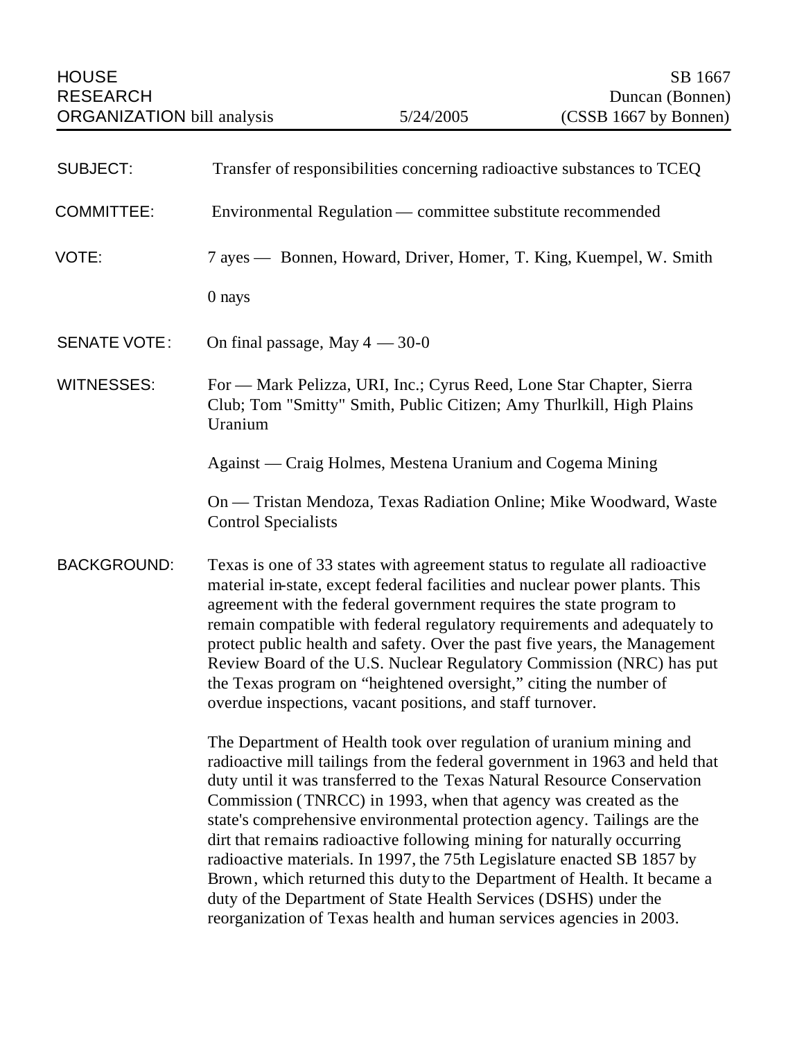HOUSE RESEARCH ORGANIZATION bill analysis | 5/24/2005 | SB 1667 Duncan (Bonnen) (CSSB 1667 by Bonnen)

| | |
|---|---|
| SUBJECT: | Transfer of responsibilities concerning radioactive substances to TCEQ |
| COMMITTEE: | Environmental Regulation — committee substitute recommended |
| VOTE: | 7 ayes — Bonnen, Howard, Driver, Homer, T. King, Kuempel, W. Smith<br><br>0 nays |
| SENATE VOTE: | On final passage, May 4 — 30-0 |
| WITNESSES: | For — Mark Pelizza, URI, Inc.; Cyrus Reed, Lone Star Chapter, Sierra Club; Tom "Smitty" Smith, Public Citizen; Amy Thurlkill, High Plains Uranium<br><br>Against — Craig Holmes, Mestena Uranium and Cogema Mining<br><br>On — Tristan Mendoza, Texas Radiation Online; Mike Woodward, Waste Control Specialists |

BACKGROUND:

Texas is one of 33 states with agreement status to regulate all radioactive material in-state, except federal facilities and nuclear power plants. This agreement with the federal government requires the state program to remain compatible with federal regulatory requirements and adequately to protect public health and safety. Over the past five years, the Management Review Board of the U.S. Nuclear Regulatory Commission (NRC) has put the Texas program on "heightened oversight," citing the number of overdue inspections, vacant positions, and staff turnover.

The Department of Health took over regulation of uranium mining and radioactive mill tailings from the federal government in 1963 and held that duty until it was transferred to the Texas Natural Resource Conservation Commission (TNRCC) in 1993, when that agency was created as the state's comprehensive environmental protection agency. Tailings are the dirt that remains radioactive following mining for naturally occurring radioactive materials. In 1997, the 75th Legislature enacted SB 1857 by Brown, which returned this duty to the Department of Health. It became a duty of the Department of State Health Services (DSHS) under the reorganization of Texas health and human services agencies in 2003.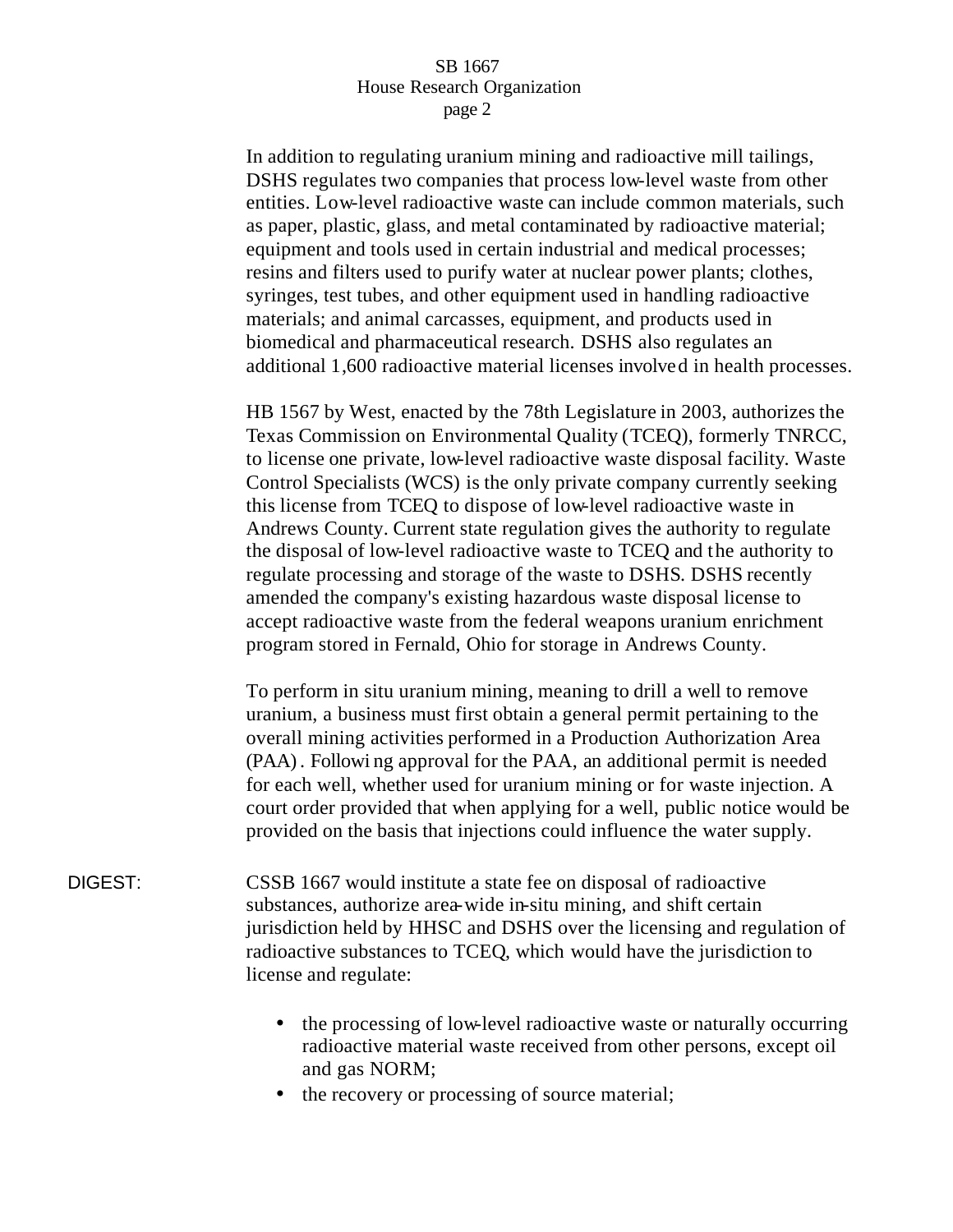In addition to regulating uranium mining and radioactive mill tailings, DSHS regulates two companies that process low-level waste from other entities. Low-level radioactive waste can include common materials, such as paper, plastic, glass, and metal contaminated by radioactive material; equipment and tools used in certain industrial and medical processes; resins and filters used to purify water at nuclear power plants; clothes, syringes, test tubes, and other equipment used in handling radioactive materials; and animal carcasses, equipment, and products used in biomedical and pharmaceutical research. DSHS also regulates an additional 1,600 radioactive material licenses involved in health processes.

HB 1567 by West, enacted by the 78th Legislature in 2003, authorizes the Texas Commission on Environmental Quality (TCEQ), formerly TNRCC, to license one private, low-level radioactive waste disposal facility. Waste Control Specialists (WCS) is the only private company currently seeking this license from TCEQ to dispose of low-level radioactive waste in Andrews County. Current state regulation gives the authority to regulate the disposal of low-level radioactive waste to TCEQ and the authority to regulate processing and storage of the waste to DSHS. DSHS recently amended the company's existing hazardous waste disposal license to accept radioactive waste from the federal weapons uranium enrichment program stored in Fernald, Ohio for storage in Andrews County.

To perform in situ uranium mining, meaning to drill a well to remove uranium, a business must first obtain a general permit pertaining to the overall mining activities performed in a Production Authorization Area (PAA). Following approval for the PAA, an additional permit is needed for each well, whether used for uranium mining or for waste injection. A court order provided that when applying for a well, public notice would be provided on the basis that injections could influence the water supply.

DIGEST: CSSB 1667 would institute a state fee on disposal of radioactive substances, authorize area-wide in-situ mining, and shift certain jurisdiction held by HHSC and DSHS over the licensing and regulation of radioactive substances to TCEQ, which would have the jurisdiction to license and regulate:

- the processing of low-level radioactive waste or naturally occurring radioactive material waste received from other persons, except oil and gas NORM;
- the recovery or processing of source material;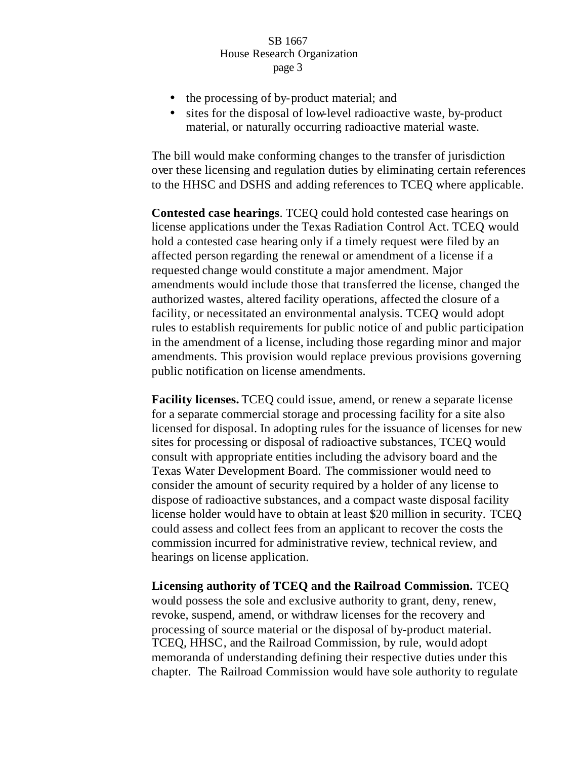- the processing of by-product material; and
- sites for the disposal of low-level radioactive waste, by-product material, or naturally occurring radioactive material waste.

The bill would make conforming changes to the transfer of jurisdiction over these licensing and regulation duties by eliminating certain references to the HHSC and DSHS and adding references to TCEQ where applicable.

**Contested case hearings**. TCEQ could hold contested case hearings on license applications under the Texas Radiation Control Act. TCEQ would hold a contested case hearing only if a timely request were filed by an affected person regarding the renewal or amendment of a license if a requested change would constitute a major amendment. Major amendments would include those that transferred the license, changed the authorized wastes, altered facility operations, affected the closure of a facility, or necessitated an environmental analysis. TCEQ would adopt rules to establish requirements for public notice of and public participation in the amendment of a license, including those regarding minor and major amendments. This provision would replace previous provisions governing public notification on license amendments.

**Facility licenses.** TCEQ could issue, amend, or renew a separate license for a separate commercial storage and processing facility for a site also licensed for disposal. In adopting rules for the issuance of licenses for new sites for processing or disposal of radioactive substances, TCEQ would consult with appropriate entities including the advisory board and the Texas Water Development Board. The commissioner would need to consider the amount of security required by a holder of any license to dispose of radioactive substances, and a compact waste disposal facility license holder would have to obtain at least $20 million in security. TCEQ could assess and collect fees from an applicant to recover the costs the commission incurred for administrative review, technical review, and hearings on license application.

**Licensing authority of TCEQ and the Railroad Commission.** TCEQ would possess the sole and exclusive authority to grant, deny, renew, revoke, suspend, amend, or withdraw licenses for the recovery and processing of source material or the disposal of by-product material. TCEQ, HHSC, and the Railroad Commission, by rule, would adopt memoranda of understanding defining their respective duties under this chapter. The Railroad Commission would have sole authority to regulate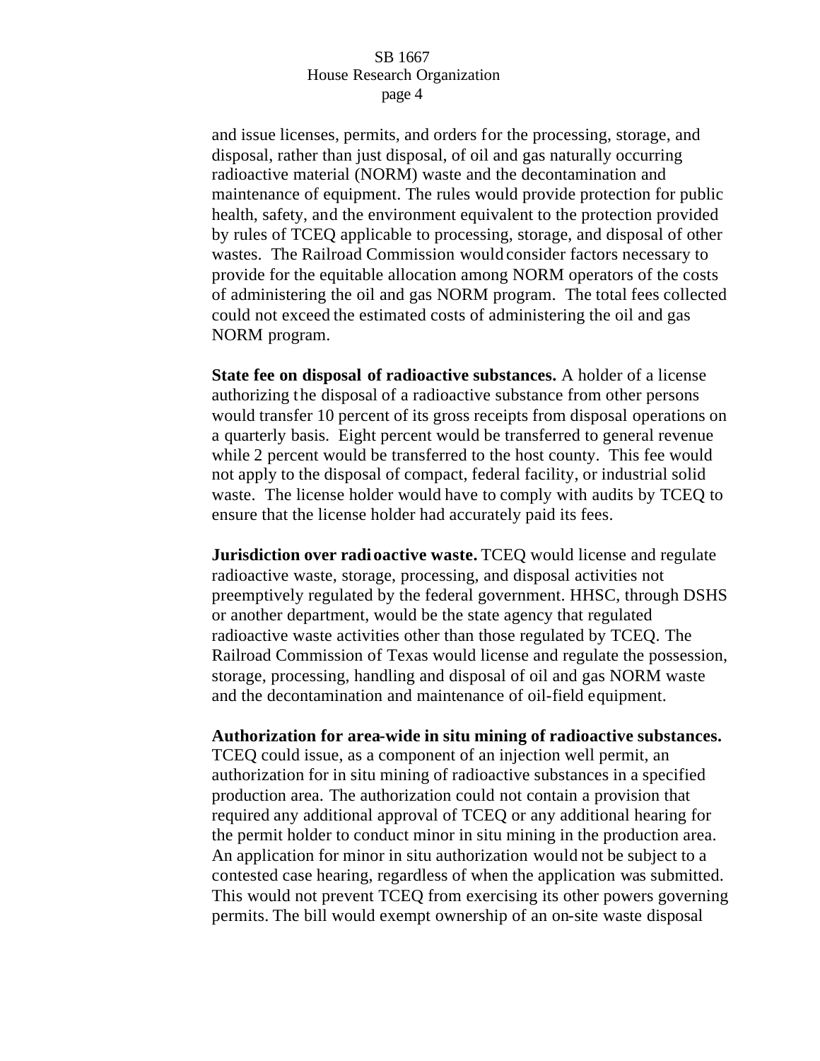and issue licenses, permits, and orders for the processing, storage, and disposal, rather than just disposal, of oil and gas naturally occurring radioactive material (NORM) waste and the decontamination and maintenance of equipment. The rules would provide protection for public health, safety, and the environment equivalent to the protection provided by rules of TCEQ applicable to processing, storage, and disposal of other wastes. The Railroad Commission would consider factors necessary to provide for the equitable allocation among NORM operators of the costs of administering the oil and gas NORM program. The total fees collected could not exceed the estimated costs of administering the oil and gas NORM program.

**State fee on disposal of radioactive substances.** A holder of a license authorizing the disposal of a radioactive substance from other persons would transfer 10 percent of its gross receipts from disposal operations on a quarterly basis. Eight percent would be transferred to general revenue while 2 percent would be transferred to the host county. This fee would not apply to the disposal of compact, federal facility, or industrial solid waste. The license holder would have to comply with audits by TCEQ to ensure that the license holder had accurately paid its fees.

**Jurisdiction over radioactive waste.** TCEQ would license and regulate radioactive waste, storage, processing, and disposal activities not preemptively regulated by the federal government. HHSC, through DSHS or another department, would be the state agency that regulated radioactive waste activities other than those regulated by TCEQ. The Railroad Commission of Texas would license and regulate the possession, storage, processing, handling and disposal of oil and gas NORM waste and the decontamination and maintenance of oil-field equipment.

**Authorization for area-wide in situ mining of radioactive substances.** TCEQ could issue, as a component of an injection well permit, an authorization for in situ mining of radioactive substances in a specified production area. The authorization could not contain a provision that required any additional approval of TCEQ or any additional hearing for the permit holder to conduct minor in situ mining in the production area. An application for minor in situ authorization would not be subject to a contested case hearing, regardless of when the application was submitted. This would not prevent TCEQ from exercising its other powers governing permits. The bill would exempt ownership of an on-site waste disposal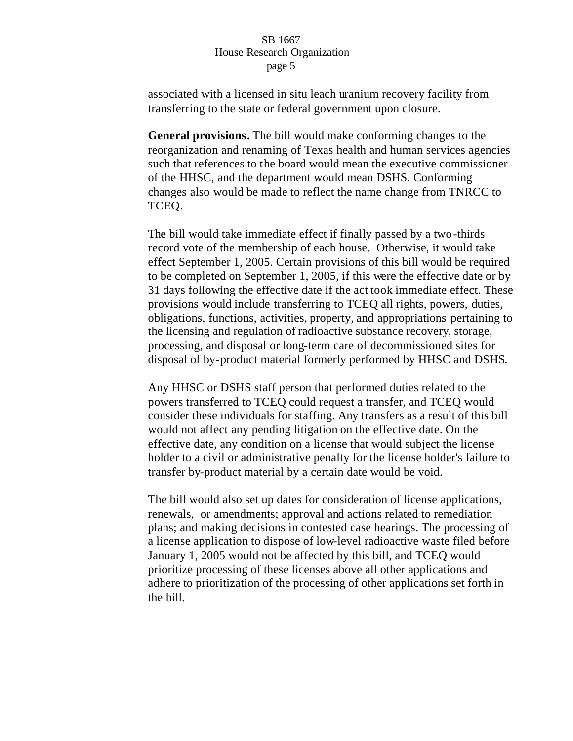associated with a licensed in situ leach uranium recovery facility from transferring to the state or federal government upon closure.

**General provisions.** The bill would make conforming changes to the reorganization and renaming of Texas health and human services agencies such that references to the board would mean the executive commissioner of the HHSC, and the department would mean DSHS. Conforming changes also would be made to reflect the name change from TNRCC to TCEQ.

The bill would take immediate effect if finally passed by a two-thirds record vote of the membership of each house. Otherwise, it would take effect September 1, 2005. Certain provisions of this bill would be required to be completed on September 1, 2005, if this were the effective date or by 31 days following the effective date if the act took immediate effect. These provisions would include transferring to TCEQ all rights, powers, duties, obligations, functions, activities, property, and appropriations pertaining to the licensing and regulation of radioactive substance recovery, storage, processing, and disposal or long-term care of decommissioned sites for disposal of by-product material formerly performed by HHSC and DSHS.

Any HHSC or DSHS staff person that performed duties related to the powers transferred to TCEQ could request a transfer, and TCEQ would consider these individuals for staffing. Any transfers as a result of this bill would not affect any pending litigation on the effective date. On the effective date, any condition on a license that would subject the license holder to a civil or administrative penalty for the license holder's failure to transfer by-product material by a certain date would be void.

The bill would also set up dates for consideration of license applications, renewals, or amendments; approval and actions related to remediation plans; and making decisions in contested case hearings. The processing of a license application to dispose of low-level radioactive waste filed before January 1, 2005 would not be affected by this bill, and TCEQ would prioritize processing of these licenses above all other applications and adhere to prioritization of the processing of other applications set forth in the bill.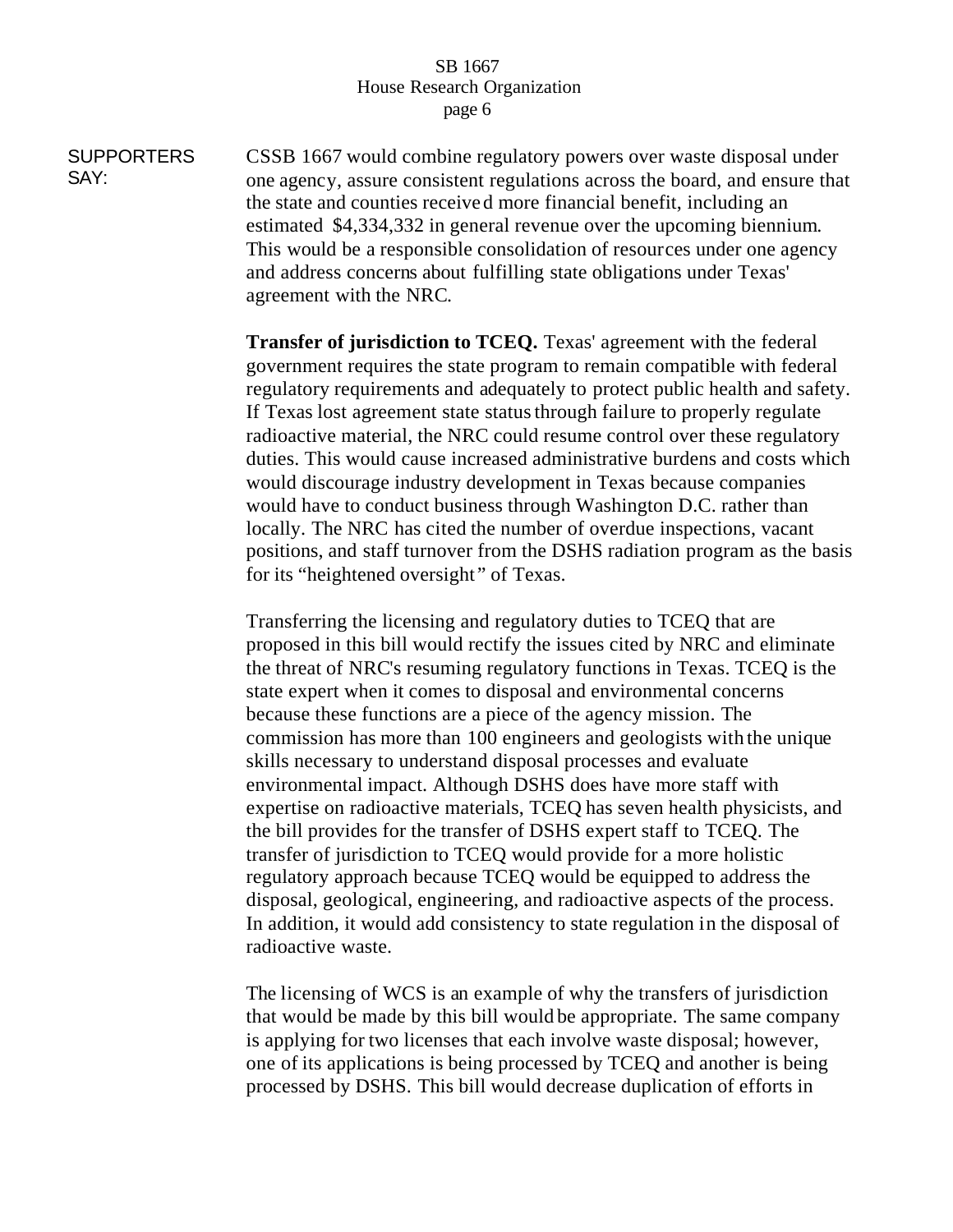SUPPORTERS SAY:

CSSB 1667 would combine regulatory powers over waste disposal under one agency, assure consistent regulations across the board, and ensure that the state and counties received more financial benefit, including an estimated $4,334,332 in general revenue over the upcoming biennium. This would be a responsible consolidation of resources under one agency and address concerns about fulfilling state obligations under Texas' agreement with the NRC.

**Transfer of jurisdiction to TCEQ.** Texas' agreement with the federal government requires the state program to remain compatible with federal regulatory requirements and adequately to protect public health and safety. If Texas lost agreement state status through failure to properly regulate radioactive material, the NRC could resume control over these regulatory duties. This would cause increased administrative burdens and costs which would discourage industry development in Texas because companies would have to conduct business through Washington D.C. rather than locally. The NRC has cited the number of overdue inspections, vacant positions, and staff turnover from the DSHS radiation program as the basis for its "heightened oversight" of Texas.

Transferring the licensing and regulatory duties to TCEQ that are proposed in this bill would rectify the issues cited by NRC and eliminate the threat of NRC's resuming regulatory functions in Texas. TCEQ is the state expert when it comes to disposal and environmental concerns because these functions are a piece of the agency mission. The commission has more than 100 engineers and geologists with the unique skills necessary to understand disposal processes and evaluate environmental impact. Although DSHS does have more staff with expertise on radioactive materials, TCEQ has seven health physicists, and the bill provides for the transfer of DSHS expert staff to TCEQ. The transfer of jurisdiction to TCEQ would provide for a more holistic regulatory approach because TCEQ would be equipped to address the disposal, geological, engineering, and radioactive aspects of the process. In addition, it would add consistency to state regulation in the disposal of radioactive waste.

The licensing of WCS is an example of why the transfers of jurisdiction that would be made by this bill would be appropriate. The same company is applying for two licenses that each involve waste disposal; however, one of its applications is being processed by TCEQ and another is being processed by DSHS. This bill would decrease duplication of efforts in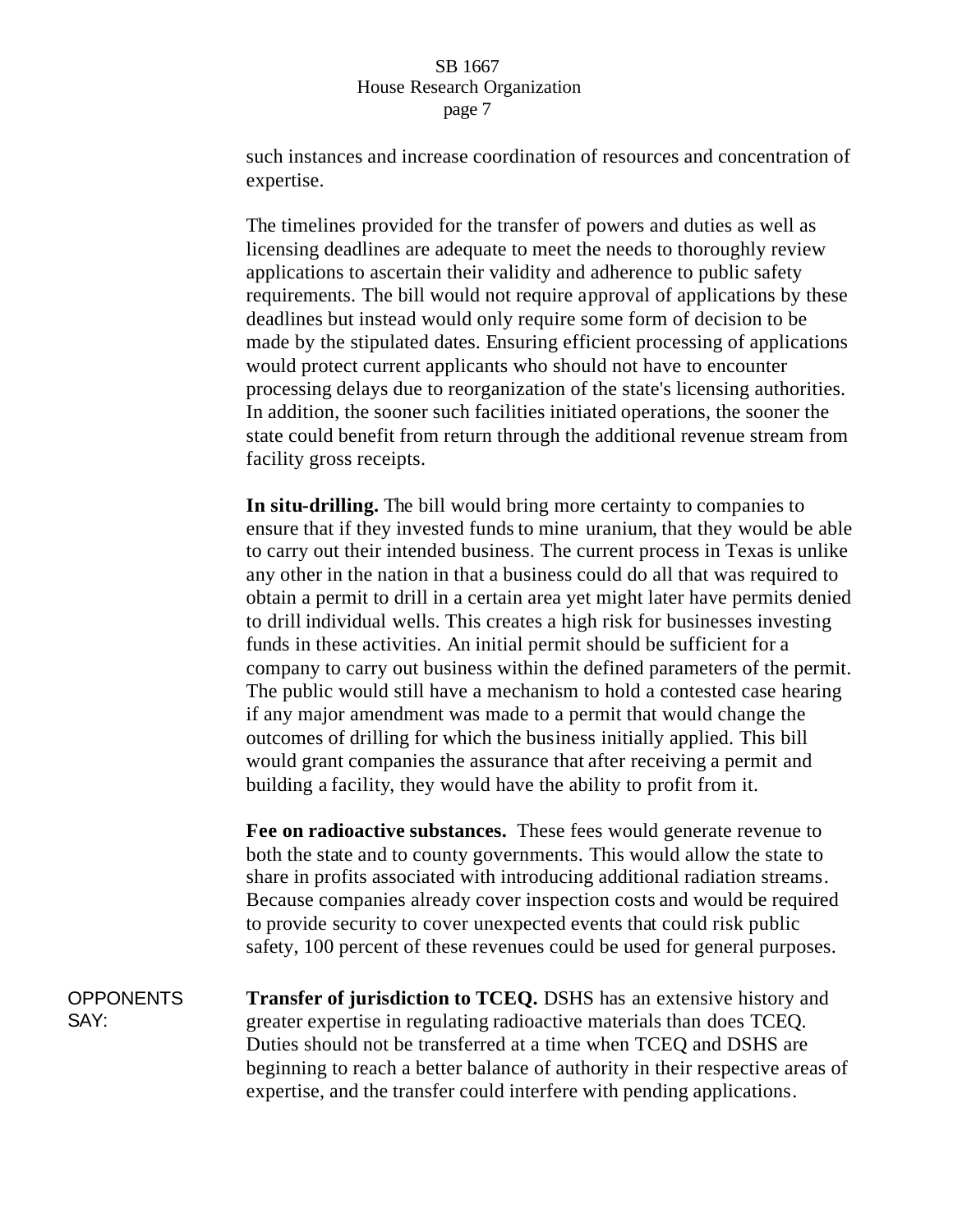such instances and increase coordination of resources and concentration of expertise.

The timelines provided for the transfer of powers and duties as well as licensing deadlines are adequate to meet the needs to thoroughly review applications to ascertain their validity and adherence to public safety requirements. The bill would not require approval of applications by these deadlines but instead would only require some form of decision to be made by the stipulated dates. Ensuring efficient processing of applications would protect current applicants who should not have to encounter processing delays due to reorganization of the state's licensing authorities. In addition, the sooner such facilities initiated operations, the sooner the state could benefit from return through the additional revenue stream from facility gross receipts.

**In situ-drilling.** The bill would bring more certainty to companies to ensure that if they invested funds to mine uranium, that they would be able to carry out their intended business. The current process in Texas is unlike any other in the nation in that a business could do all that was required to obtain a permit to drill in a certain area yet might later have permits denied to drill individual wells. This creates a high risk for businesses investing funds in these activities. An initial permit should be sufficient for a company to carry out business within the defined parameters of the permit. The public would still have a mechanism to hold a contested case hearing if any major amendment was made to a permit that would change the outcomes of drilling for which the business initially applied. This bill would grant companies the assurance that after receiving a permit and building a facility, they would have the ability to profit from it.

**Fee on radioactive substances.** These fees would generate revenue to both the state and to county governments. This would allow the state to share in profits associated with introducing additional radiation streams. Because companies already cover inspection costs and would be required to provide security to cover unexpected events that could risk public safety, 100 percent of these revenues could be used for general purposes.

OPPONENTS SAY:

**Transfer of jurisdiction to TCEQ.** DSHS has an extensive history and greater expertise in regulating radioactive materials than does TCEQ. Duties should not be transferred at a time when TCEQ and DSHS are beginning to reach a better balance of authority in their respective areas of expertise, and the transfer could interfere with pending applications.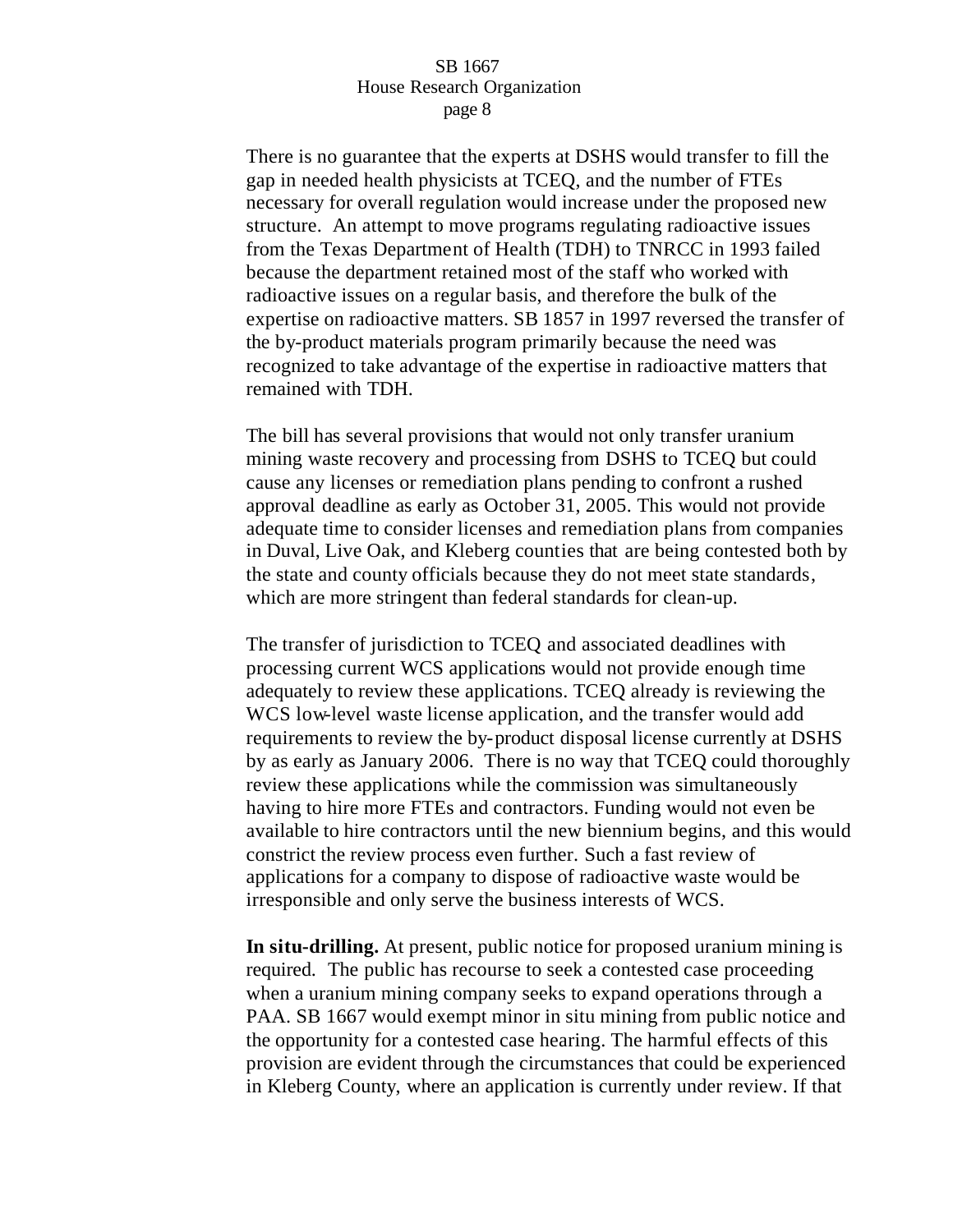There is no guarantee that the experts at DSHS would transfer to fill the gap in needed health physicists at TCEQ, and the number of FTEs necessary for overall regulation would increase under the proposed new structure. An attempt to move programs regulating radioactive issues from the Texas Department of Health (TDH) to TNRCC in 1993 failed because the department retained most of the staff who worked with radioactive issues on a regular basis, and therefore the bulk of the expertise on radioactive matters. SB 1857 in 1997 reversed the transfer of the by-product materials program primarily because the need was recognized to take advantage of the expertise in radioactive matters that remained with TDH.

The bill has several provisions that would not only transfer uranium mining waste recovery and processing from DSHS to TCEQ but could cause any licenses or remediation plans pending to confront a rushed approval deadline as early as October 31, 2005. This would not provide adequate time to consider licenses and remediation plans from companies in Duval, Live Oak, and Kleberg counties that are being contested both by the state and county officials because they do not meet state standards, which are more stringent than federal standards for clean-up.

The transfer of jurisdiction to TCEQ and associated deadlines with processing current WCS applications would not provide enough time adequately to review these applications. TCEQ already is reviewing the WCS low-level waste license application, and the transfer would add requirements to review the by-product disposal license currently at DSHS by as early as January 2006. There is no way that TCEQ could thoroughly review these applications while the commission was simultaneously having to hire more FTEs and contractors. Funding would not even be available to hire contractors until the new biennium begins, and this would constrict the review process even further. Such a fast review of applications for a company to dispose of radioactive waste would be irresponsible and only serve the business interests of WCS.

**In situ-drilling.** At present, public notice for proposed uranium mining is required. The public has recourse to seek a contested case proceeding when a uranium mining company seeks to expand operations through a PAA. SB 1667 would exempt minor in situ mining from public notice and the opportunity for a contested case hearing. The harmful effects of this provision are evident through the circumstances that could be experienced in Kleberg County, where an application is currently under review. If that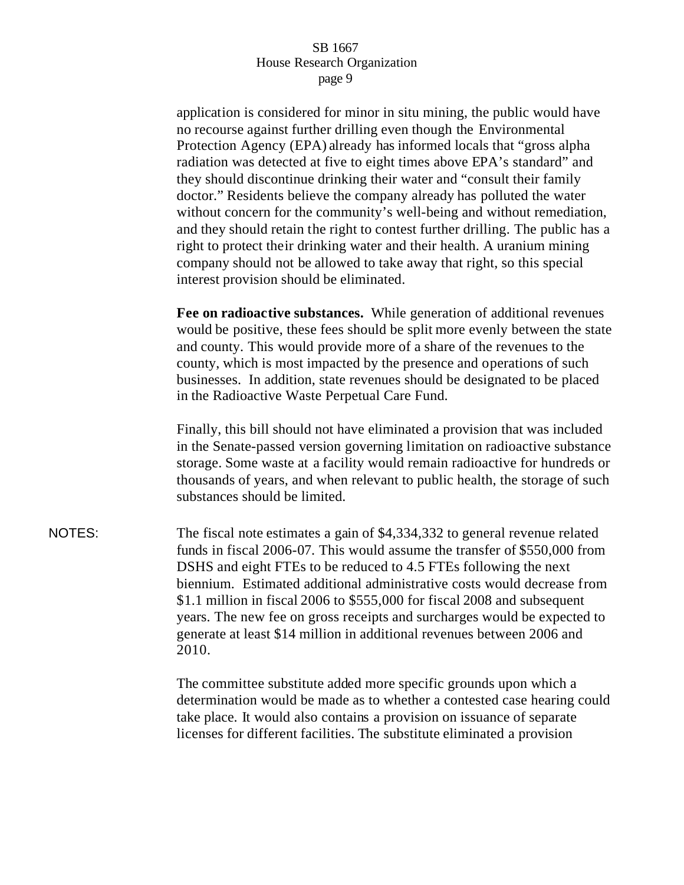application is considered for minor in situ mining, the public would have no recourse against further drilling even though the Environmental Protection Agency (EPA) already has informed locals that "gross alpha radiation was detected at five to eight times above EPA's standard" and they should discontinue drinking their water and "consult their family doctor." Residents believe the company already has polluted the water without concern for the community's well-being and without remediation, and they should retain the right to contest further drilling. The public has a right to protect their drinking water and their health. A uranium mining company should not be allowed to take away that right, so this special interest provision should be eliminated.

**Fee on radioactive substances.** While generation of additional revenues would be positive, these fees should be split more evenly between the state and county. This would provide more of a share of the revenues to the county, which is most impacted by the presence and operations of such businesses. In addition, state revenues should be designated to be placed in the Radioactive Waste Perpetual Care Fund.

Finally, this bill should not have eliminated a provision that was included in the Senate-passed version governing limitation on radioactive substance storage. Some waste at a facility would remain radioactive for hundreds or thousands of years, and when relevant to public health, the storage of such substances should be limited.

NOTES: The fiscal note estimates a gain of $4,334,332 to general revenue related funds in fiscal 2006-07. This would assume the transfer of $550,000 from DSHS and eight FTEs to be reduced to 4.5 FTEs following the next biennium. Estimated additional administrative costs would decrease from $1.1 million in fiscal 2006 to $555,000 for fiscal 2008 and subsequent years. The new fee on gross receipts and surcharges would be expected to generate at least $14 million in additional revenues between 2006 and 2010.

The committee substitute added more specific grounds upon which a determination would be made as to whether a contested case hearing could take place. It would also contains a provision on issuance of separate licenses for different facilities. The substitute eliminated a provision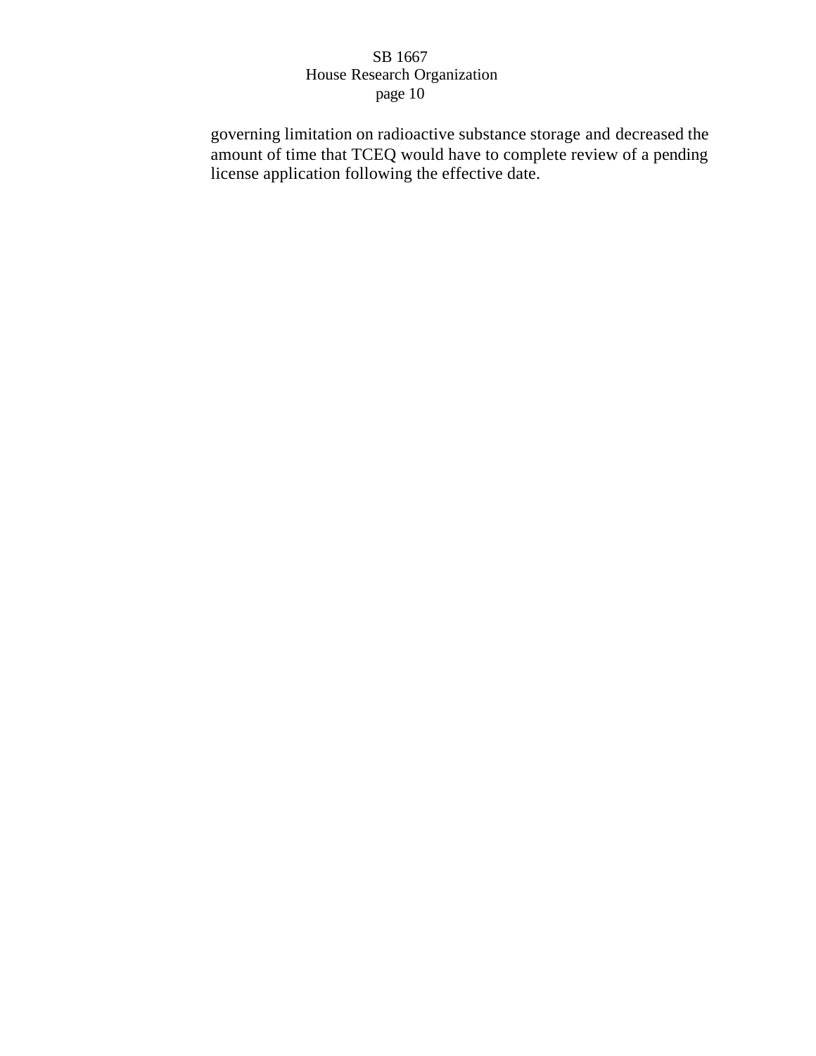governing limitation on radioactive substance storage and decreased the amount of time that TCEQ would have to complete review of a pending license application following the effective date.